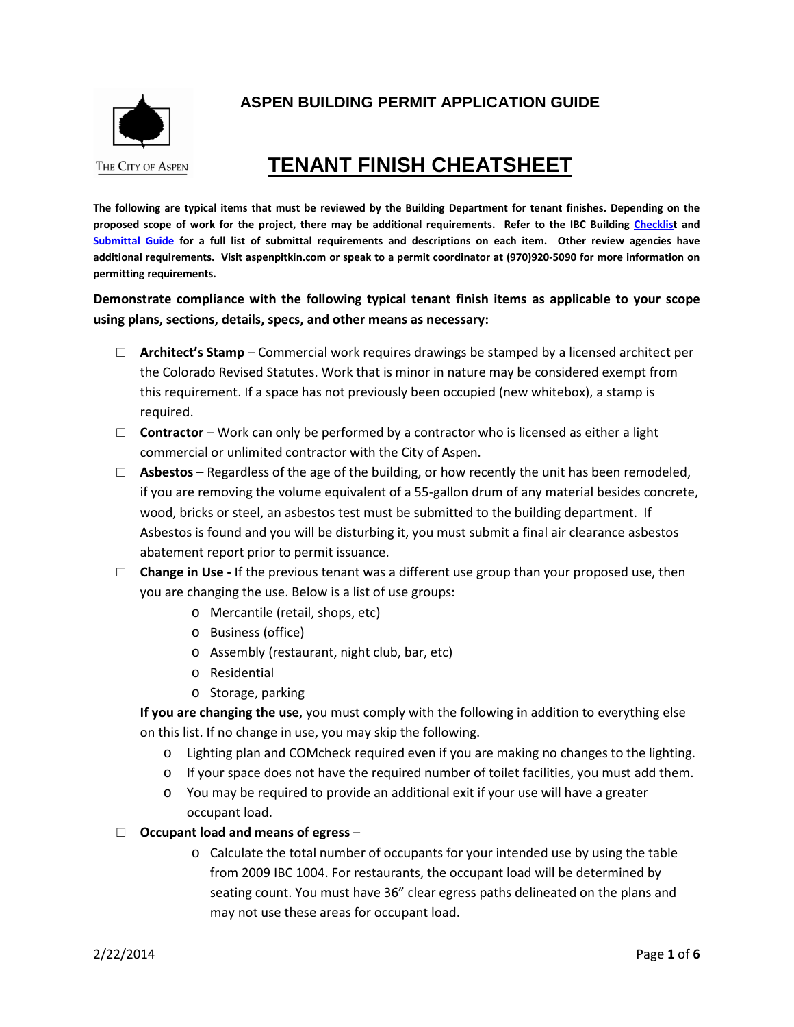THE CITY OF ASPEN

# ASPEN BUILDING PERMIT APPLICATION GUIDE

# TENANT FINISH CHEATSHEET

**The following are typical items that must be reviewed by the Building Department for tenant finishes. Depending on the proposed scope of work for the project, there may be additional requirements. Refer to the IBC Building Checklist and Submittal Guide for a full list of submittal requirements and descriptions on each item. Other review agencies have additional requirements. Visit aspenpitkin.com or speak to a permit coordinator at (970)920-5090 for more information on permitting requirements.**

**Demonstrate compliance with the following typical tenant finish items as applicable to your scope using plans, sections, details, specs, and other means as necessary:**

- ☐ **Architect's Stamp** – Commercial work requires drawings be stamped by a licensed architect per the Colorado Revised Statutes. Work that is minor in nature may be considered exempt from this requirement. If a space has not previously been occupied (new whitebox), a stamp is required.
- ☐ **Contractor** – Work can only be performed by a contractor who is licensed as either a light commercial or unlimited contractor with the City of Aspen.
- ☐ **Asbestos** – Regardless of the age of the building, or how recently the unit has been remodeled, if you are removing the volume equivalent of a 55-gallon drum of any material besides concrete, wood, bricks or steel, an asbestos test must be submitted to the building department. If Asbestos is found and you will be disturbing it, you must submit a final air clearance asbestos abatement report prior to permit issuance.
- ☐ **Change in Use -** If the previous tenant was a different use group than your proposed use, then you are changing the use. Below is a list of use groups:
  - Mercantile (retail, shops, etc)
  - Business (office)
  - Assembly (restaurant, night club, bar, etc)
  - Residential
  - Storage, parking

  **If you are changing the use**, you must comply with the following in addition to everything else on this list. If no change in use, you may skip the following.
  - Lighting plan and COMcheck required even if you are making no changes to the lighting.
  - If your space does not have the required number of toilet facilities, you must add them.
  - You may be required to provide an additional exit if your use will have a greater occupant load.
- ☐ **Occupant load and means of egress** –
  - Calculate the total number of occupants for your intended use by using the table from 2009 IBC 1004. For restaurants, the occupant load will be determined by seating count. You must have 36" clear egress paths delineated on the plans and may not use these areas for occupant load.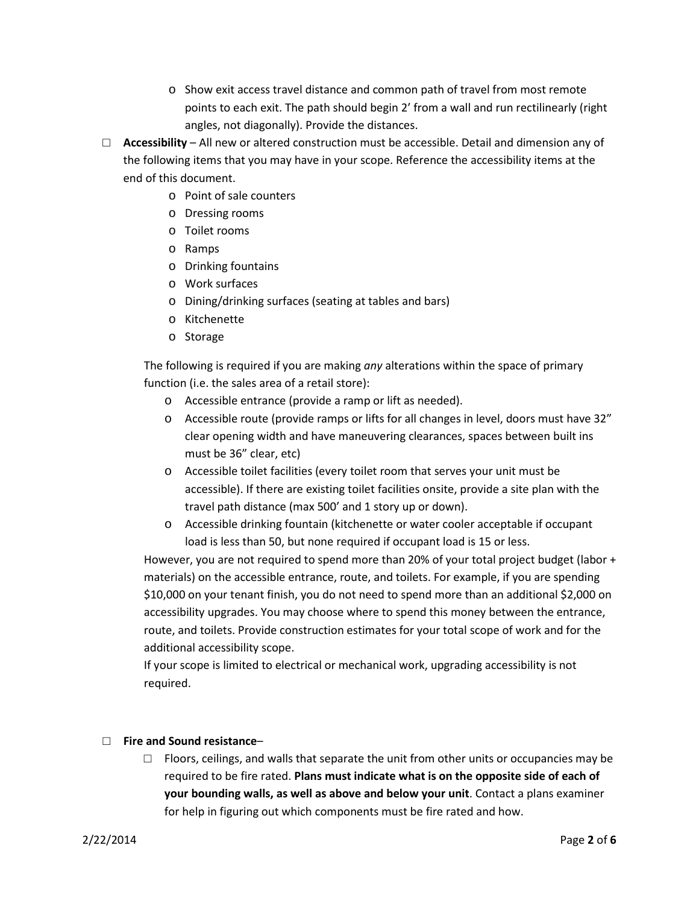- Show exit access travel distance and common path of travel from most remote points to each exit. The path should begin 2' from a wall and run rectilinearly (right angles, not diagonally). Provide the distances.

☐ **Accessibility** – All new or altered construction must be accessible. Detail and dimension any of the following items that you may have in your scope. Reference the accessibility items at the end of this document.

- Point of sale counters
- Dressing rooms
- Toilet rooms
- Ramps
- Drinking fountains
- Work surfaces
- Dining/drinking surfaces (seating at tables and bars)
- Kitchenette
- Storage

The following is required if you are making *any* alterations within the space of primary function (i.e. the sales area of a retail store):

- Accessible entrance (provide a ramp or lift as needed).
- Accessible route (provide ramps or lifts for all changes in level, doors must have 32" clear opening width and have maneuvering clearances, spaces between built ins must be 36" clear, etc)
- Accessible toilet facilities (every toilet room that serves your unit must be accessible). If there are existing toilet facilities onsite, provide a site plan with the travel path distance (max 500' and 1 story up or down).
- Accessible drinking fountain (kitchenette or water cooler acceptable if occupant load is less than 50, but none required if occupant load is 15 or less.

However, you are not required to spend more than 20% of your total project budget (labor + materials) on the accessible entrance, route, and toilets. For example, if you are spending $10,000 on your tenant finish, you do not need to spend more than an additional $2,000 on accessibility upgrades. You may choose where to spend this money between the entrance, route, and toilets. Provide construction estimates for your total scope of work and for the additional accessibility scope.

If your scope is limited to electrical or mechanical work, upgrading accessibility is not required.

☐ **Fire and Sound resistance**–

☐ Floors, ceilings, and walls that separate the unit from other units or occupancies may be required to be fire rated. **Plans must indicate what is on the opposite side of each of your bounding walls, as well as above and below your unit**. Contact a plans examiner for help in figuring out which components must be fire rated and how.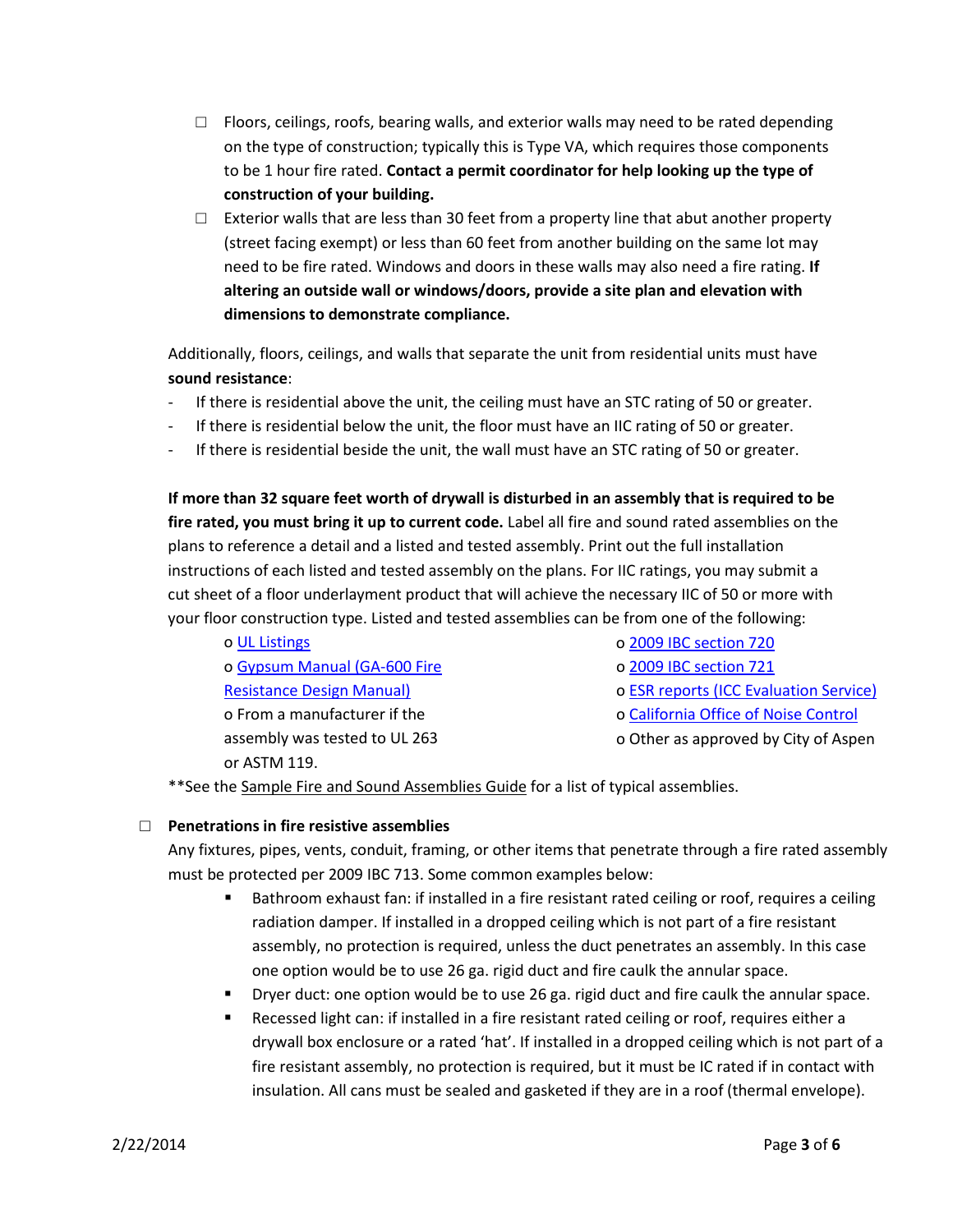- ☐ Floors, ceilings, roofs, bearing walls, and exterior walls may need to be rated depending on the type of construction; typically this is Type VA, which requires those components to be 1 hour fire rated. **Contact a permit coordinator for help looking up the type of construction of your building.**
- ☐ Exterior walls that are less than 30 feet from a property line that abut another property (street facing exempt) or less than 60 feet from another building on the same lot may need to be fire rated. Windows and doors in these walls may also need a fire rating. **If altering an outside wall or windows/doors, provide a site plan and elevation with dimensions to demonstrate compliance.**

Additionally, floors, ceilings, and walls that separate the unit from residential units must have **sound resistance**:

- If there is residential above the unit, the ceiling must have an STC rating of 50 or greater.
- If there is residential below the unit, the floor must have an IIC rating of 50 or greater.
- If there is residential beside the unit, the wall must have an STC rating of 50 or greater.

**If more than 32 square feet worth of drywall is disturbed in an assembly that is required to be fire rated, you must bring it up to current code.** Label all fire and sound rated assemblies on the plans to reference a detail and a listed and tested assembly. Print out the full installation instructions of each listed and tested assembly on the plans. For IIC ratings, you may submit a cut sheet of a floor underlayment product that will achieve the necessary IIC of 50 or more with your floor construction type. Listed and tested assemblies can be from one of the following:

- UL Listings
- Gypsum Manual (GA-600 Fire Resistance Design Manual)
- From a manufacturer if the assembly was tested to UL 263 or ASTM 119.
- 2009 IBC section 720
- 2009 IBC section 721
- ESR reports (ICC Evaluation Service)
- California Office of Noise Control
- Other as approved by City of Aspen

**See the Sample Fire and Sound Assemblies Guide for a list of typical assemblies.

☐ **Penetrations in fire resistive assemblies**

Any fixtures, pipes, vents, conduit, framing, or other items that penetrate through a fire rated assembly must be protected per 2009 IBC 713. Some common examples below:

- Bathroom exhaust fan: if installed in a fire resistant rated ceiling or roof, requires a ceiling radiation damper. If installed in a dropped ceiling which is not part of a fire resistant assembly, no protection is required, unless the duct penetrates an assembly. In this case one option would be to use 26 ga. rigid duct and fire caulk the annular space.
- Dryer duct: one option would be to use 26 ga. rigid duct and fire caulk the annular space.
- Recessed light can: if installed in a fire resistant rated ceiling or roof, requires either a drywall box enclosure or a rated 'hat'. If installed in a dropped ceiling which is not part of a fire resistant assembly, no protection is required, but it must be IC rated if in contact with insulation. All cans must be sealed and gasketed if they are in a roof (thermal envelope).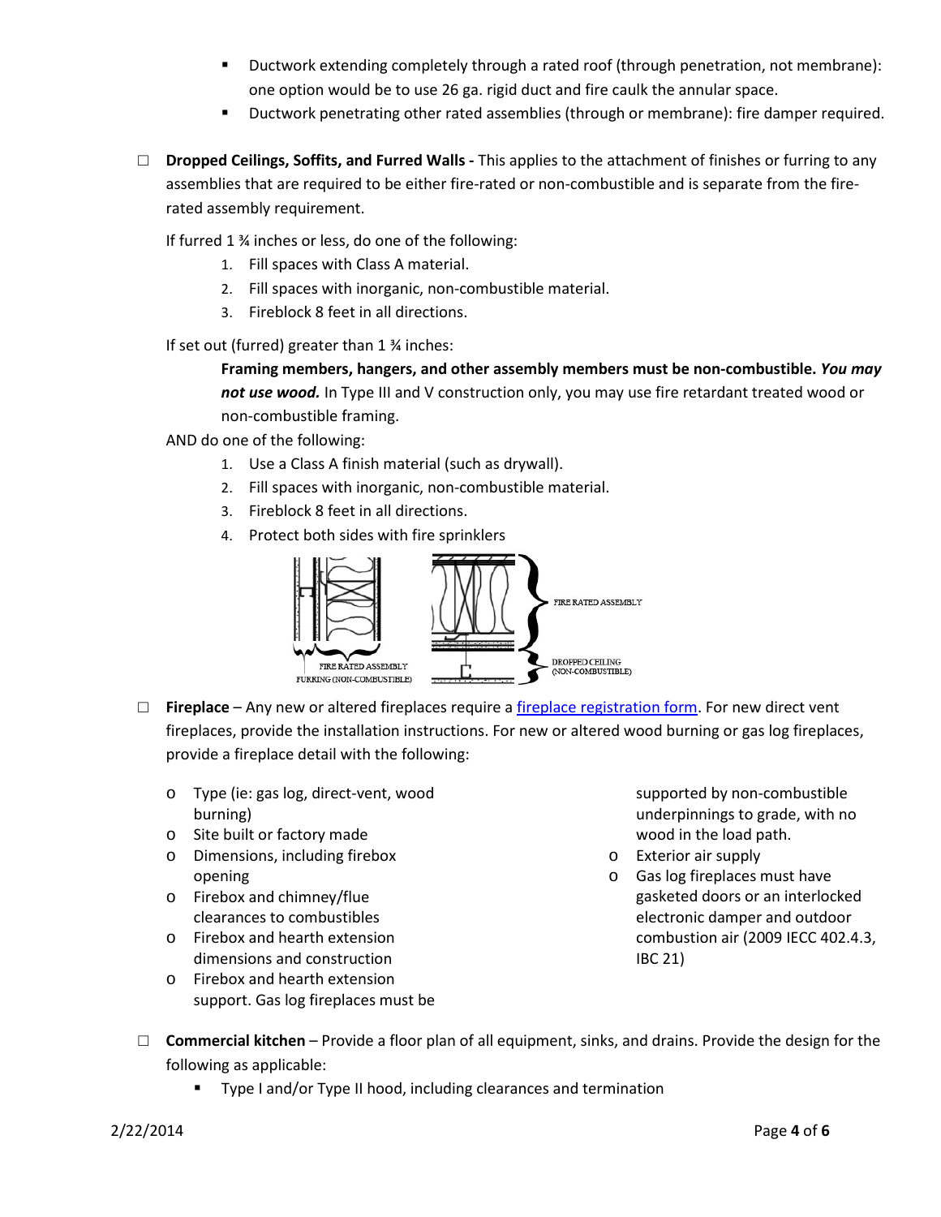- Ductwork extending completely through a rated roof (through penetration, not membrane): one option would be to use 26 ga. rigid duct and fire caulk the annular space.
- Ductwork penetrating other rated assemblies (through or membrane): fire damper required.

☐ **Dropped Ceilings, Soffits, and Furred Walls -** This applies to the attachment of finishes or furring to any assemblies that are required to be either fire-rated or non-combustible and is separate from the fire-rated assembly requirement.

If furred 1 ¾ inches or less, do one of the following:

1. Fill spaces with Class A material.
2. Fill spaces with inorganic, non-combustible material.
3. Fireblock 8 feet in all directions.

If set out (furred) greater than 1 ¾ inches:

**Framing members, hangers, and other assembly members must be non-combustible.** ***You may not use wood.*** In Type III and V construction only, you may use fire retardant treated wood or non-combustible framing.

AND do one of the following:

1. Use a Class A finish material (such as drywall).
2. Fill spaces with inorganic, non-combustible material.
3. Fireblock 8 feet in all directions.
4. Protect both sides with fire sprinklers

FIRE RATED ASSEMBLY
FURRING (NON-COMBUSTIBLE)

FIRE RATED ASSEMBLY
DROPPED CEILING (NON-COMBUSTIBLE)

☐ **Fireplace** – Any new or altered fireplaces require a [fireplace registration form](). For new direct vent fireplaces, provide the installation instructions. For new or altered wood burning or gas log fireplaces, provide a fireplace detail with the following:

- Type (ie: gas log, direct-vent, wood burning)
- Site built or factory made
- Dimensions, including firebox opening
- Firebox and chimney/flue clearances to combustibles
- Firebox and hearth extension dimensions and construction
- Firebox and hearth extension support. Gas log fireplaces must be supported by non-combustible underpinnings to grade, with no wood in the load path.
- Exterior air supply
- Gas log fireplaces must have gasketed doors or an interlocked electronic damper and outdoor combustion air (2009 IECC 402.4.3, IBC 21)

☐ **Commercial kitchen** – Provide a floor plan of all equipment, sinks, and drains. Provide the design for the following as applicable:

- Type I and/or Type II hood, including clearances and termination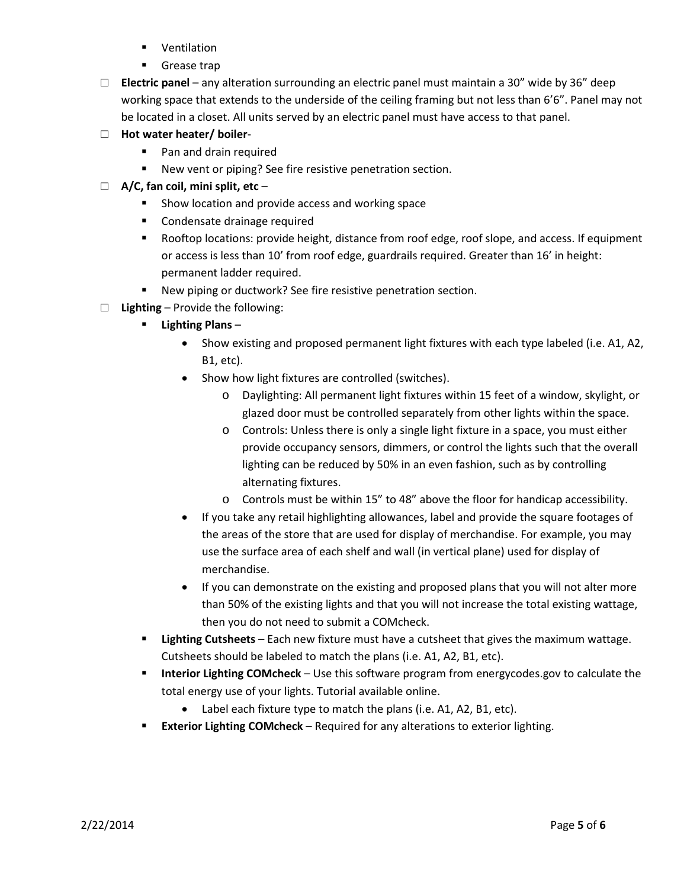- Ventilation
    - Grease trap

- ☐ **Electric panel** – any alteration surrounding an electric panel must maintain a 30" wide by 36" deep working space that extends to the underside of the ceiling framing but not less than 6'6". Panel may not be located in a closet. All units served by an electric panel must have access to that panel.
- ☐ **Hot water heater/ boiler**-
    - Pan and drain required
    - New vent or piping? See fire resistive penetration section.
- ☐ **A/C, fan coil, mini split, etc** –
    - Show location and provide access and working space
    - Condensate drainage required
    - Rooftop locations: provide height, distance from roof edge, roof slope, and access. If equipment or access is less than 10' from roof edge, guardrails required. Greater than 16' in height: permanent ladder required.
    - New piping or ductwork? See fire resistive penetration section.
- ☐ **Lighting** – Provide the following:
    - **Lighting Plans** –
        - Show existing and proposed permanent light fixtures with each type labeled (i.e. A1, A2, B1, etc).
        - Show how light fixtures are controlled (switches).
            - Daylighting: All permanent light fixtures within 15 feet of a window, skylight, or glazed door must be controlled separately from other lights within the space.
            - Controls: Unless there is only a single light fixture in a space, you must either provide occupancy sensors, dimmers, or control the lights such that the overall lighting can be reduced by 50% in an even fashion, such as by controlling alternating fixtures.
            - Controls must be within 15" to 48" above the floor for handicap accessibility.
        - If you take any retail highlighting allowances, label and provide the square footages of the areas of the store that are used for display of merchandise. For example, you may use the surface area of each shelf and wall (in vertical plane) used for display of merchandise.
        - If you can demonstrate on the existing and proposed plans that you will not alter more than 50% of the existing lights and that you will not increase the total existing wattage, then you do not need to submit a COMcheck.
    - **Lighting Cutsheets** – Each new fixture must have a cutsheet that gives the maximum wattage. Cutsheets should be labeled to match the plans (i.e. A1, A2, B1, etc).
    - **Interior Lighting COMcheck** – Use this software program from energycodes.gov to calculate the total energy use of your lights. Tutorial available online.
        - Label each fixture type to match the plans (i.e. A1, A2, B1, etc).
    - **Exterior Lighting COMcheck** – Required for any alterations to exterior lighting.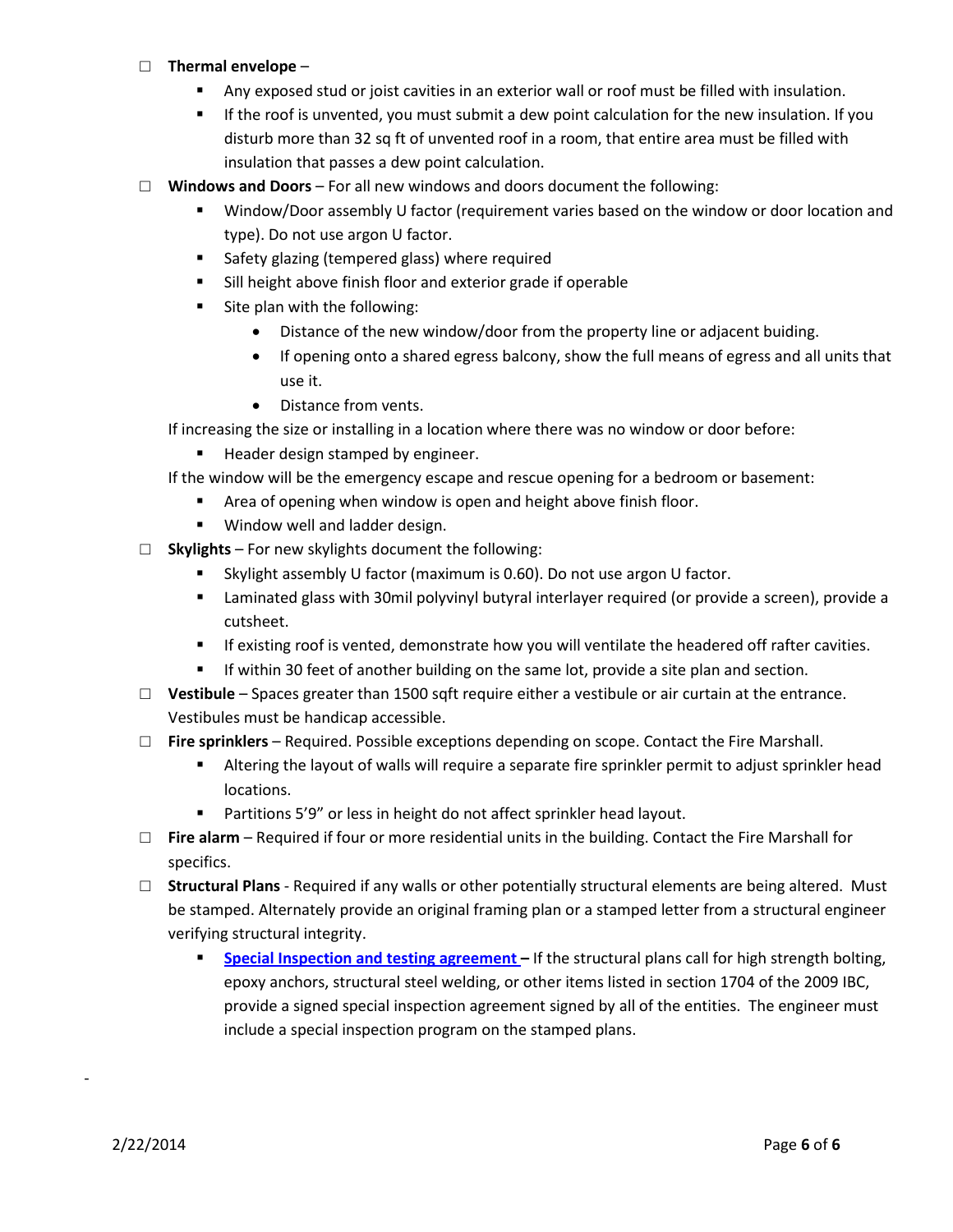- ☐ **Thermal envelope** –
  - Any exposed stud or joist cavities in an exterior wall or roof must be filled with insulation.
  - If the roof is unvented, you must submit a dew point calculation for the new insulation. If you disturb more than 32 sq ft of unvented roof in a room, that entire area must be filled with insulation that passes a dew point calculation.
- ☐ **Windows and Doors** – For all new windows and doors document the following:
  - Window/Door assembly U factor (requirement varies based on the window or door location and type). Do not use argon U factor.
  - Safety glazing (tempered glass) where required
  - Sill height above finish floor and exterior grade if operable
  - Site plan with the following:
    - Distance of the new window/door from the property line or adjacent buiding.
    - If opening onto a shared egress balcony, show the full means of egress and all units that use it.
    - Distance from vents.

  If increasing the size or installing in a location where there was no window or door before:
  - Header design stamped by engineer.

  If the window will be the emergency escape and rescue opening for a bedroom or basement:
  - Area of opening when window is open and height above finish floor.
  - Window well and ladder design.
- ☐ **Skylights** – For new skylights document the following:
  - Skylight assembly U factor (maximum is 0.60). Do not use argon U factor.
  - Laminated glass with 30mil polyvinyl butyral interlayer required (or provide a screen), provide a cutsheet.
  - If existing roof is vented, demonstrate how you will ventilate the headered off rafter cavities.
  - If within 30 feet of another building on the same lot, provide a site plan and section.
- ☐ **Vestibule** – Spaces greater than 1500 sqft require either a vestibule or air curtain at the entrance. Vestibules must be handicap accessible.
- ☐ **Fire sprinklers** – Required. Possible exceptions depending on scope. Contact the Fire Marshall.
  - Altering the layout of walls will require a separate fire sprinkler permit to adjust sprinkler head locations.
  - Partitions 5'9" or less in height do not affect sprinkler head layout.
- ☐ **Fire alarm** – Required if four or more residential units in the building. Contact the Fire Marshall for specifics.
- ☐ **Structural Plans** - Required if any walls or other potentially structural elements are being altered. Must be stamped. Alternately provide an original framing plan or a stamped letter from a structural engineer verifying structural integrity.
  - **Special Inspection and testing agreement –** If the structural plans call for high strength bolting, epoxy anchors, structural steel welding, or other items listed in section 1704 of the 2009 IBC, provide a signed special inspection agreement signed by all of the entities. The engineer must include a special inspection program on the stamped plans.

-

2/22/2014